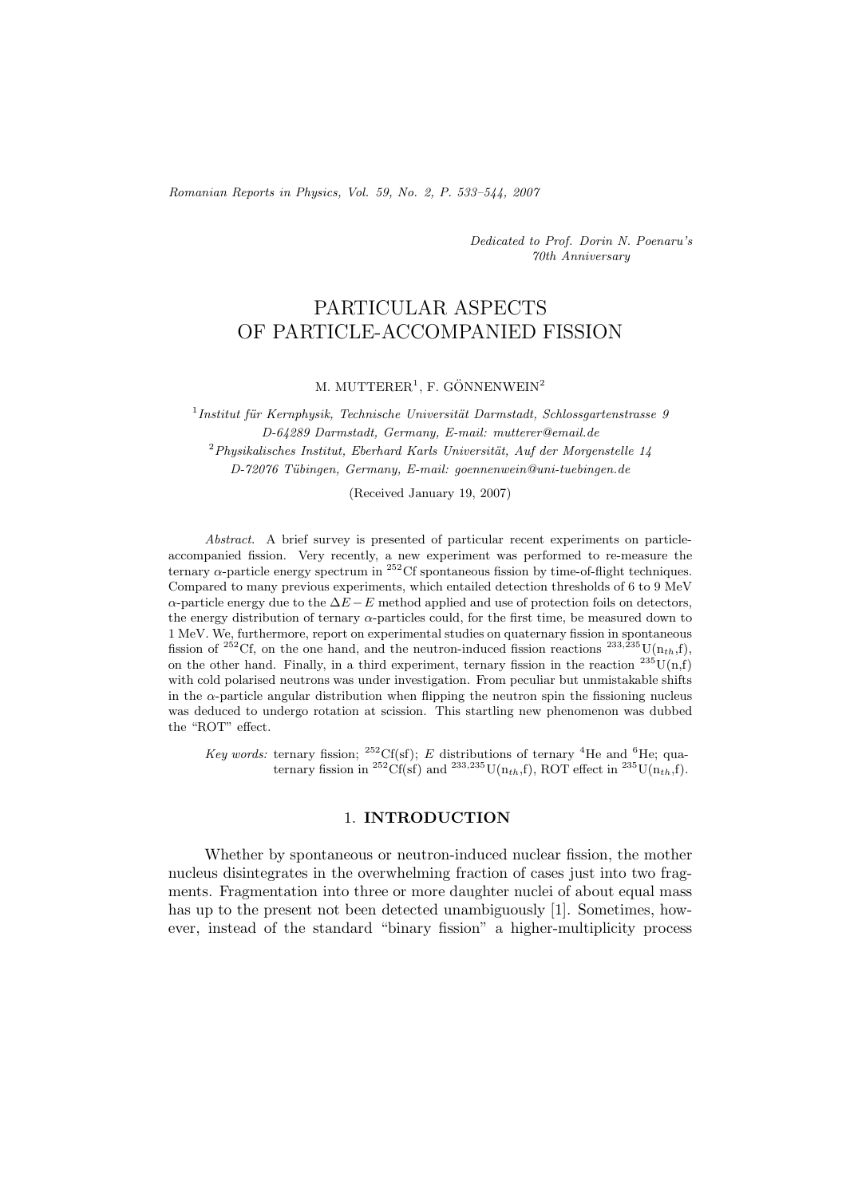*Dedicated to Prof. Dorin N. Poenaru's 70th Anniversary*

# PARTICULAR ASPECTS OF PARTICLE-ACCOMPANIED FISSION

M. MUTTERER[1], F. GÖNNENWEIN[2]

[1] *Institut für Kernphysik, Technische Universität Darmstadt, Schlossgartenstrasse 9 D-64289 Darmstadt, Germany, E-mail: mutterer@email.de*

[2] *Physikalisches Institut, Eberhard Karls Universität, Auf der Morgenstelle 14 D-72076 Tübingen, Germany, E-mail: goennenwein@uni-tuebingen.de*

(Received January 19, 2007)

*Abstract.* A brief survey is presented of particular recent experiments on particle-accompanied fission. Very recently, a new experiment was performed to re-measure the ternary $\alpha$-particle energy spectrum in $^{252}$Cf spontaneous fission by time-of-flight techniques. Compared to many previous experiments, which entailed detection thresholds of 6 to 9 MeV $\alpha$-particle energy due to the $\Delta E - E$ method applied and use of protection foils on detectors, the energy distribution of ternary $\alpha$-particles could, for the first time, be measured down to 1 MeV. We, furthermore, report on experimental studies on quaternary fission in spontaneous fission of $^{252}$Cf, on the one hand, and the neutron-induced fission reactions $^{233,235}$U($n_{th}$,f), on the other hand. Finally, in a third experiment, ternary fission in the reaction $^{235}$U(n,f) with cold polarised neutrons was under investigation. From peculiar but unmistakable shifts in the $\alpha$-particle angular distribution when flipping the neutron spin the fissioning nucleus was deduced to undergo rotation at scission. This startling new phenomenon was dubbed the "ROT" effect.

*Key words:* ternary fission; $^{252}$Cf(sf); $E$ distributions of ternary $^{4}$He and $^{6}$He; quaternary fission in $^{252}$Cf(sf) and $^{233,235}$U($n_{th}$,f), ROT effect in $^{235}$U($n_{th}$,f).

## 1. INTRODUCTION

Whether by spontaneous or neutron-induced nuclear fission, the mother nucleus disintegrates in the overwhelming fraction of cases just into two fragments. Fragmentation into three or more daughter nuclei of about equal mass has up to the present not been detected unambiguously [1]. Sometimes, however, instead of the standard "binary fission" a higher-multiplicity process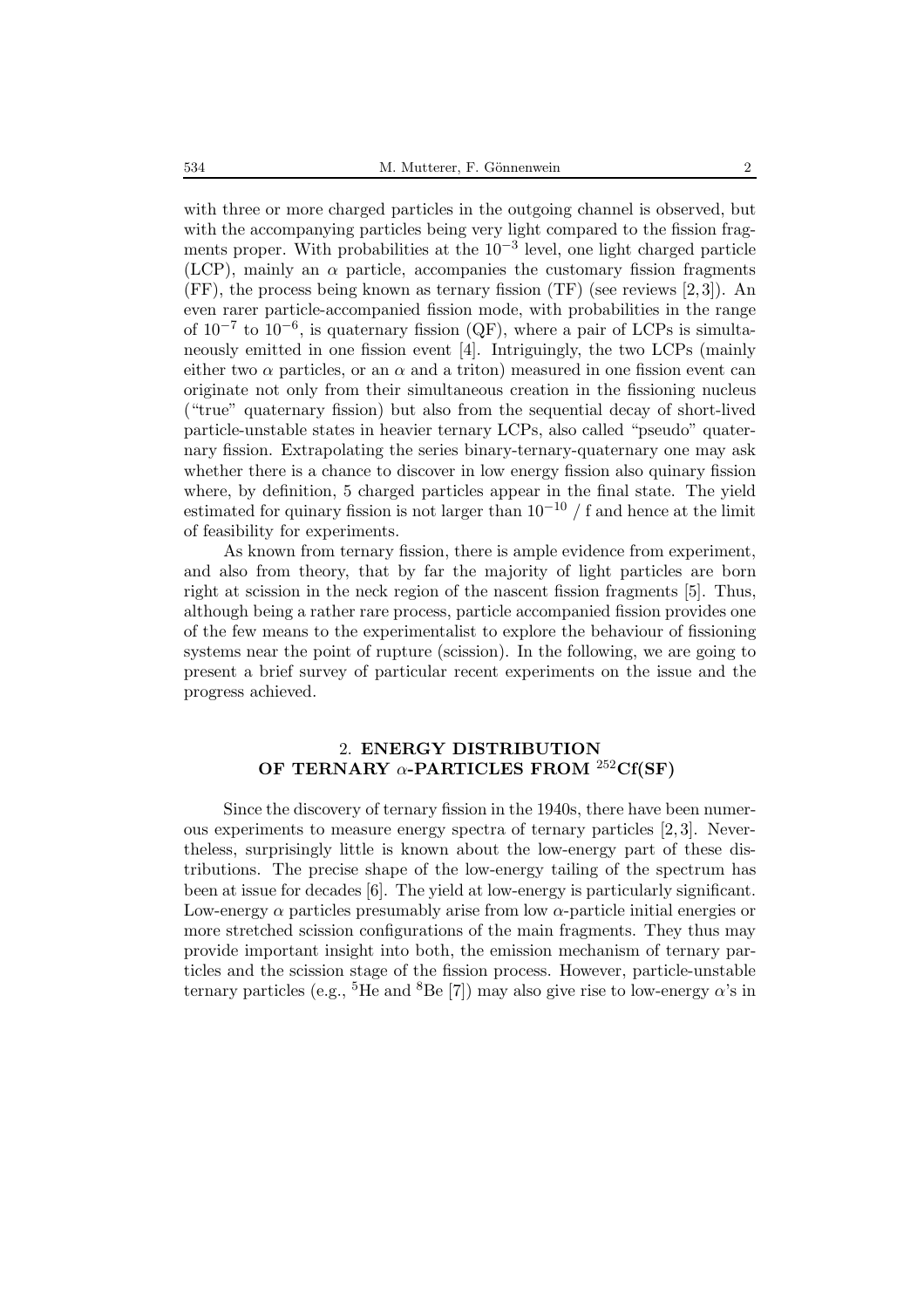with three or more charged particles in the outgoing channel is observed, but with the accompanying particles being very light compared to the fission fragments proper. With probabilities at the $10^{-3}$ level, one light charged particle (LCP), mainly an $\alpha$ particle, accompanies the customary fission fragments (FF), the process being known as ternary fission (TF) (see reviews [2,3]). An even rarer particle-accompanied fission mode, with probabilities in the range of $10^{-7}$ to $10^{-6}$, is quaternary fission (QF), where a pair of LCPs is simultaneously emitted in one fission event [4]. Intriguingly, the two LCPs (mainly either two $\alpha$ particles, or an $\alpha$ and a triton) measured in one fission event can originate not only from their simultaneous creation in the fissioning nucleus ("true" quaternary fission) but also from the sequential decay of short-lived particle-unstable states in heavier ternary LCPs, also called "pseudo" quaternary fission. Extrapolating the series binary-ternary-quaternary one may ask whether there is a chance to discover in low energy fission also quinary fission where, by definition, 5 charged particles appear in the final state. The yield estimated for quinary fission is not larger than $10^{-10}$ / f and hence at the limit of feasibility for experiments.

As known from ternary fission, there is ample evidence from experiment, and also from theory, that by far the majority of light particles are born right at scission in the neck region of the nascent fission fragments [5]. Thus, although being a rather rare process, particle accompanied fission provides one of the few means to the experimentalist to explore the behaviour of fissioning systems near the point of rupture (scission). In the following, we are going to present a brief survey of particular recent experiments on the issue and the progress achieved.

## 2. ENERGY DISTRIBUTION OF TERNARY $\alpha$-PARTICLES FROM $^{252}$Cf(SF)

Since the discovery of ternary fission in the 1940s, there have been numerous experiments to measure energy spectra of ternary particles [2,3]. Nevertheless, surprisingly little is known about the low-energy part of these distributions. The precise shape of the low-energy tailing of the spectrum has been at issue for decades [6]. The yield at low-energy is particularly significant. Low-energy $\alpha$ particles presumably arise from low $\alpha$-particle initial energies or more stretched scission configurations of the main fragments. They thus may provide important insight into both, the emission mechanism of ternary particles and the scission stage of the fission process. However, particle-unstable ternary particles (e.g., $^5$He and $^8$Be [7]) may also give rise to low-energy $\alpha$'s in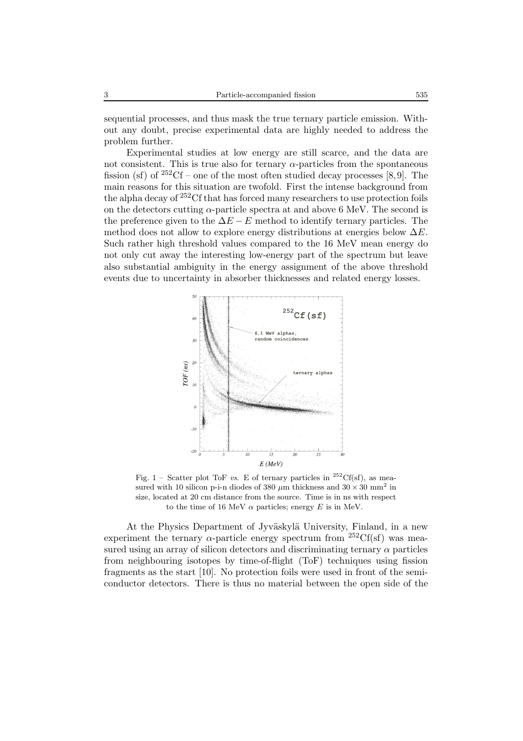sequential processes, and thus mask the true ternary particle emission. Without any doubt, precise experimental data are highly needed to address the problem further.

Experimental studies at low energy are still scarce, and the data are not consistent. This is true also for ternary $\alpha$-particles from the spontaneous fission (sf) of $^{252}$Cf – one of the most often studied decay processes [8,9]. The main reasons for this situation are twofold. First the intense background from the alpha decay of $^{252}$Cf that has forced many researchers to use protection foils on the detectors cutting $\alpha$-particle spectra at and above 6 MeV. The second is the preference given to the $\Delta E - E$ method to identify ternary particles. The method does not allow to explore energy distributions at energies below $\Delta E$. Such rather high threshold values compared to the 16 MeV mean energy do not only cut away the interesting low-energy part of the spectrum but leave also substantial ambiguity in the energy assignment of the above threshold events due to uncertainty in absorber thicknesses and related energy losses.

Fig. 1 – Scatter plot ToF *vs.* E of ternary particles in $^{252}$Cf(sf), as measured with 10 silicon p-i-n diodes of 380 $\mu$m thickness and $30 \times 30$ mm$^2$ in size, located at 20 cm distance from the source. Time is in ns with respect to the time of 16 MeV $\alpha$ particles; energy $E$ is in MeV.

At the Physics Department of Jyväskylä University, Finland, in a new experiment the ternary $\alpha$-particle energy spectrum from $^{252}$Cf(sf) was measured using an array of silicon detectors and discriminating ternary $\alpha$ particles from neighbouring isotopes by time-of-flight (ToF) techniques using fission fragments as the start [10]. No protection foils were used in front of the semiconductor detectors. There is thus no material between the open side of the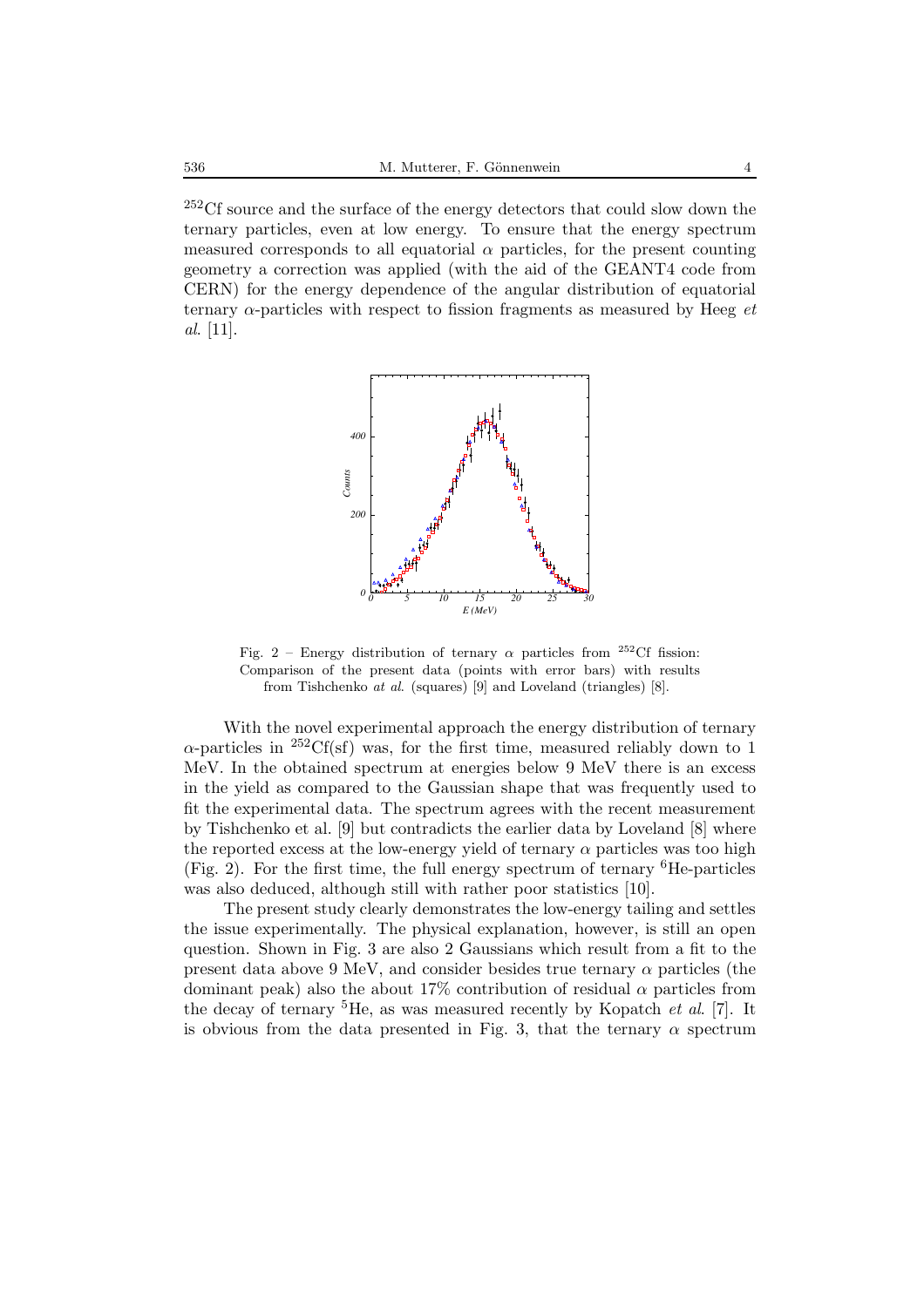$^{252}$Cf source and the surface of the energy detectors that could slow down the ternary particles, even at low energy. To ensure that the energy spectrum measured corresponds to all equatorial $\alpha$ particles, for the present counting geometry a correction was applied (with the aid of the GEANT4 code from CERN) for the energy dependence of the angular distribution of equatorial ternary $\alpha$-particles with respect to fission fragments as measured by Heeg *et al*. [11].

Fig. 2 – Energy distribution of ternary $\alpha$ particles from $^{252}$Cf fission: Comparison of the present data (points with error bars) with results from Tishchenko *at al*. (squares) [9] and Loveland (triangles) [8].

With the novel experimental approach the energy distribution of ternary $\alpha$-particles in $^{252}$Cf(sf) was, for the first time, measured reliably down to 1 MeV. In the obtained spectrum at energies below 9 MeV there is an excess in the yield as compared to the Gaussian shape that was frequently used to fit the experimental data. The spectrum agrees with the recent measurement by Tishchenko et al. [9] but contradicts the earlier data by Loveland [8] where the reported excess at the low-energy yield of ternary $\alpha$ particles was too high (Fig. 2). For the first time, the full energy spectrum of ternary $^{6}$He-particles was also deduced, although still with rather poor statistics [10].

The present study clearly demonstrates the low-energy tailing and settles the issue experimentally. The physical explanation, however, is still an open question. Shown in Fig. 3 are also 2 Gaussians which result from a fit to the present data above 9 MeV, and consider besides true ternary $\alpha$ particles (the dominant peak) also the about 17% contribution of residual $\alpha$ particles from the decay of ternary $^{5}$He, as was measured recently by Kopatch *et al*. [7]. It is obvious from the data presented in Fig. 3, that the ternary $\alpha$ spectrum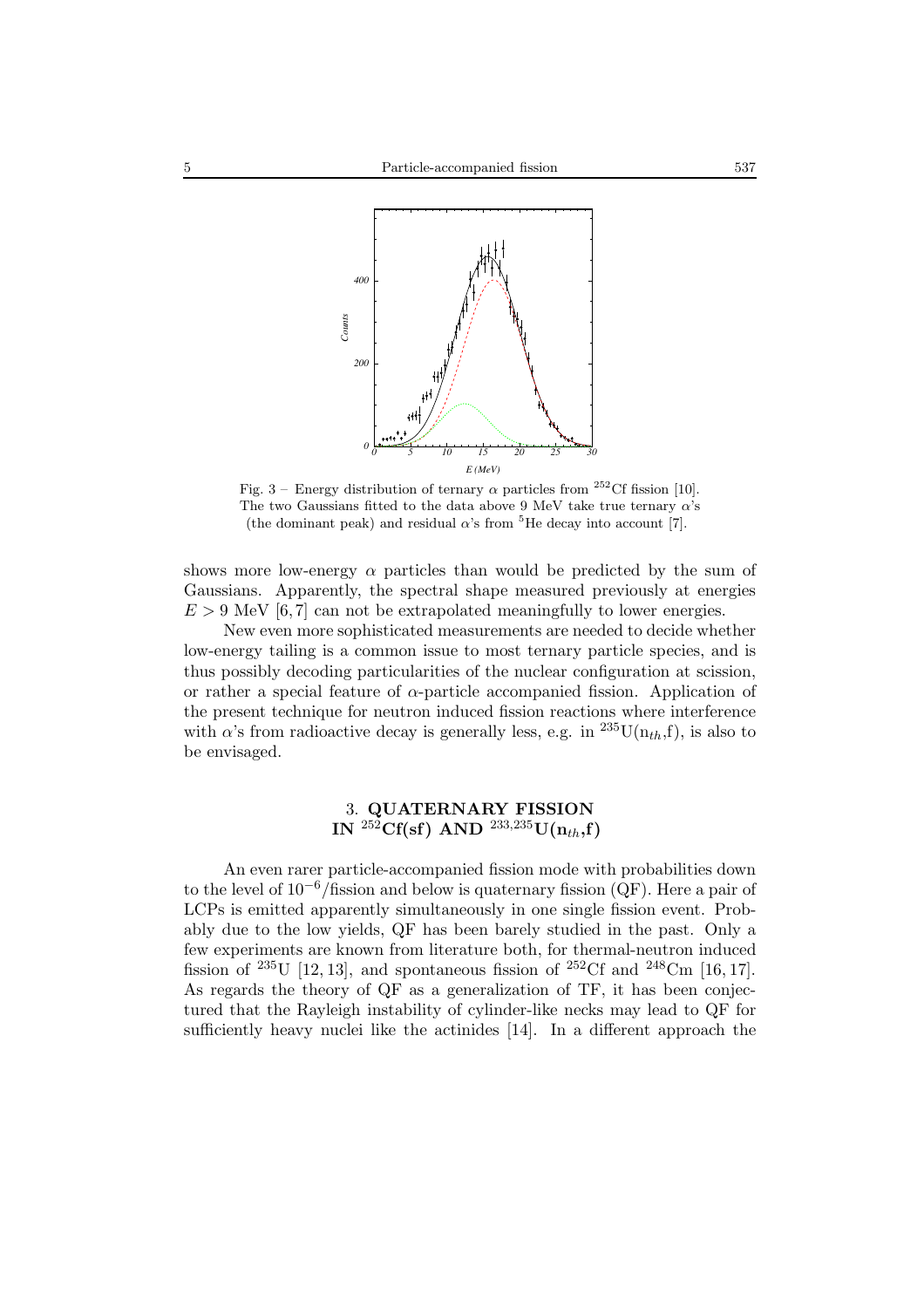Fig. 3 – Energy distribution of ternary $\alpha$ particles from $^{252}$Cf fission [10]. The two Gaussians fitted to the data above 9 MeV take true ternary $\alpha$'s (the dominant peak) and residual $\alpha$'s from $^{5}$He decay into account [7].

shows more low-energy $\alpha$ particles than would be predicted by the sum of Gaussians. Apparently, the spectral shape measured previously at energies $E > 9$ MeV [6, 7] can not be extrapolated meaningfully to lower energies.

New even more sophisticated measurements are needed to decide whether low-energy tailing is a common issue to most ternary particle species, and is thus possibly decoding particularities of the nuclear configuration at scission, or rather a special feature of $\alpha$-particle accompanied fission. Application of the present technique for neutron induced fission reactions where interference with $\alpha$'s from radioactive decay is generally less, e.g. in $^{235}$U($n_{th}$,f), is also to be envisaged.

## 3. QUATERNARY FISSION IN $^{252}$Cf(sf) AND $^{233,235}$U($n_{th}$,f)

An even rarer particle-accompanied fission mode with probabilities down to the level of $10^{-6}$/fission and below is quaternary fission (QF). Here a pair of LCPs is emitted apparently simultaneously in one single fission event. Probably due to the low yields, QF has been barely studied in the past. Only a few experiments are known from literature both, for thermal-neutron induced fission of $^{235}$U [12, 13], and spontaneous fission of $^{252}$Cf and $^{248}$Cm [16, 17]. As regards the theory of QF as a generalization of TF, it has been conjectured that the Rayleigh instability of cylinder-like necks may lead to QF for sufficiently heavy nuclei like the actinides [14]. In a different approach the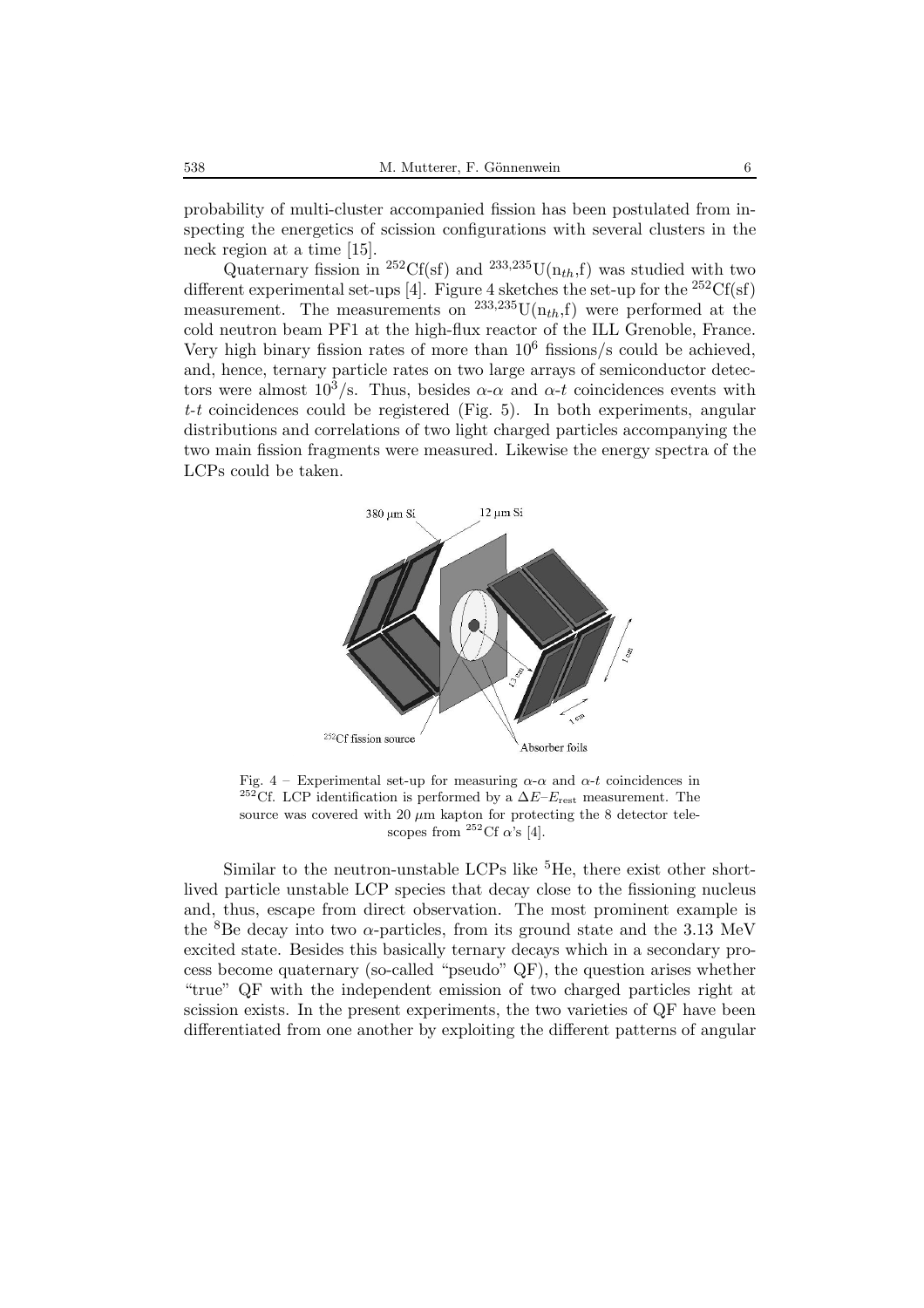probability of multi-cluster accompanied fission has been postulated from inspecting the energetics of scission configurations with several clusters in the neck region at a time [15].

Quaternary fission in $^{252}$Cf(sf) and $^{233,235}$U($n_{th}$,f) was studied with two different experimental set-ups [4]. Figure 4 sketches the set-up for the $^{252}$Cf(sf) measurement. The measurements on $^{233,235}$U($n_{th}$,f) were performed at the cold neutron beam PF1 at the high-flux reactor of the ILL Grenoble, France. Very high binary fission rates of more than $10^6$ fissions/s could be achieved, and, hence, ternary particle rates on two large arrays of semiconductor detectors were almost $10^3$/s. Thus, besides $\alpha$-$\alpha$ and $\alpha$-$t$ coincidences events with $t$-$t$ coincidences could be registered (Fig. 5). In both experiments, angular distributions and correlations of two light charged particles accompanying the two main fission fragments were measured. Likewise the energy spectra of the LCPs could be taken.

Fig. 4 – Experimental set-up for measuring $\alpha$-$\alpha$ and $\alpha$-$t$ coincidences in $^{252}$Cf. LCP identification is performed by a $\Delta E$–$E_{\mathrm{rest}}$ measurement. The source was covered with 20 $\mu$m kapton for protecting the 8 detector telescopes from $^{252}$Cf $\alpha$'s [4].

Similar to the neutron-unstable LCPs like $^5$He, there exist other short-lived particle unstable LCP species that decay close to the fissioning nucleus and, thus, escape from direct observation. The most prominent example is the $^8$Be decay into two $\alpha$-particles, from its ground state and the 3.13 MeV excited state. Besides this basically ternary decays which in a secondary process become quaternary (so-called "pseudo" QF), the question arises whether "true" QF with the independent emission of two charged particles right at scission exists. In the present experiments, the two varieties of QF have been differentiated from one another by exploiting the different patterns of angular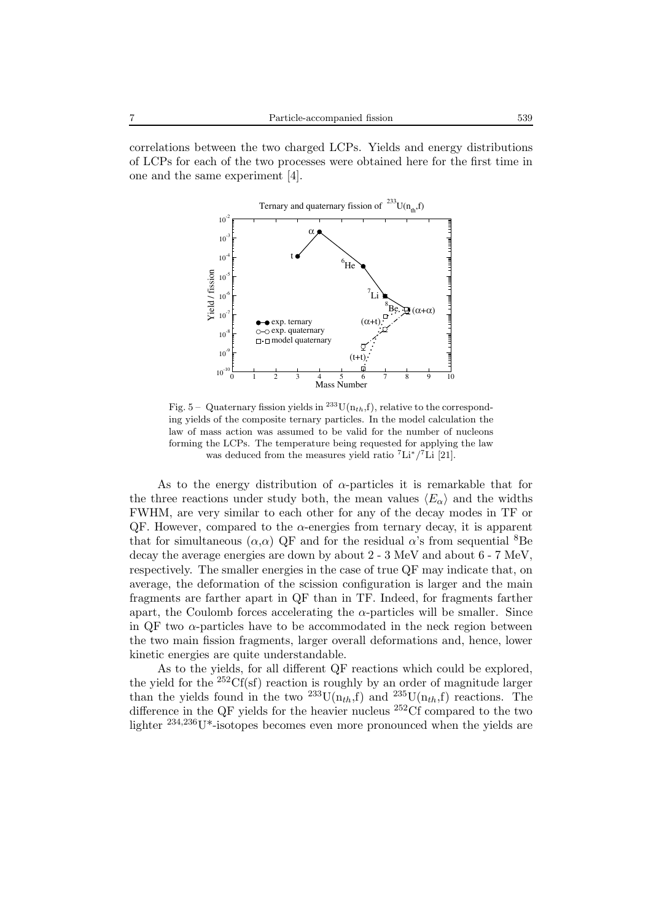correlations between the two charged LCPs. Yields and energy distributions of LCPs for each of the two processes were obtained here for the first time in one and the same experiment [4].

Fig. 5 – Quaternary fission yields in $^{233}$U(n$_{th}$,f), relative to the corresponding yields of the composite ternary particles. In the model calculation the law of mass action was assumed to be valid for the number of nucleons forming the LCPs. The temperature being requested for applying the law was deduced from the measures yield ratio $^{7}$Li$^{*}$/$^{7}$Li [21].

As to the energy distribution of $\alpha$-particles it is remarkable that for the three reactions under study both, the mean values $\langle E_\alpha \rangle$ and the widths FWHM, are very similar to each other for any of the decay modes in TF or QF. However, compared to the $\alpha$-energies from ternary decay, it is apparent that for simultaneous ($\alpha$,$\alpha$) QF and for the residual $\alpha$'s from sequential $^{8}$Be decay the average energies are down by about 2 - 3 MeV and about 6 - 7 MeV, respectively. The smaller energies in the case of true QF may indicate that, on average, the deformation of the scission configuration is larger and the main fragments are farther apart in QF than in TF. Indeed, for fragments farther apart, the Coulomb forces accelerating the $\alpha$-particles will be smaller. Since in QF two $\alpha$-particles have to be accommodated in the neck region between the two main fission fragments, larger overall deformations and, hence, lower kinetic energies are quite understandable.

As to the yields, for all different QF reactions which could be explored, the yield for the $^{252}$Cf(sf) reaction is roughly by an order of magnitude larger than the yields found in the two $^{233}$U(n$_{th}$,f) and $^{235}$U(n$_{th}$,f) reactions. The difference in the QF yields for the heavier nucleus $^{252}$Cf compared to the two lighter $^{234,236}$U*-isotopes becomes even more pronounced when the yields are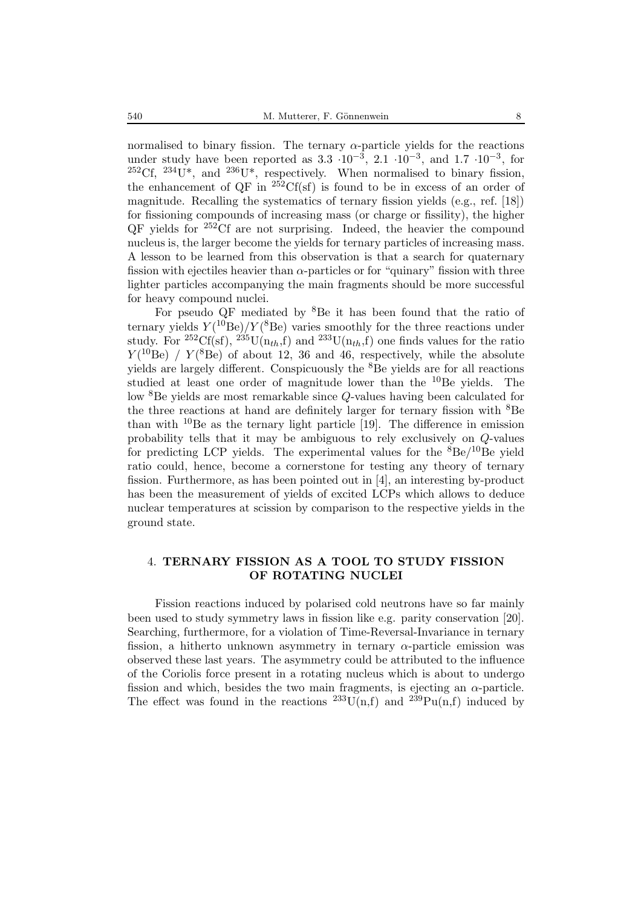normalised to binary fission. The ternary $\alpha$-particle yields for the reactions under study have been reported as $3.3 \cdot 10^{-3}$, $2.1 \cdot 10^{-3}$, and $1.7 \cdot 10^{-3}$, for $^{252}$Cf, $^{234}$U*, and $^{236}$U*, respectively. When normalised to binary fission, the enhancement of QF in $^{252}$Cf(sf) is found to be in excess of an order of magnitude. Recalling the systematics of ternary fission yields (e.g., ref. [18]) for fissioning compounds of increasing mass (or charge or fissility), the higher QF yields for $^{252}$Cf are not surprising. Indeed, the heavier the compound nucleus is, the larger become the yields for ternary particles of increasing mass. A lesson to be learned from this observation is that a search for quaternary fission with ejectiles heavier than $\alpha$-particles or for "quinary" fission with three lighter particles accompanying the main fragments should be more successful for heavy compound nuclei.

For pseudo QF mediated by $^{8}$Be it has been found that the ratio of ternary yields $Y(^{10}\mathrm{Be})/Y(^{8}\mathrm{Be})$ varies smoothly for the three reactions under study. For $^{252}$Cf(sf), $^{235}$U(n$_{th}$,f) and $^{233}$U(n$_{th}$,f) one finds values for the ratio $Y(^{10}\mathrm{Be})$ / $Y(^{8}\mathrm{Be})$ of about 12, 36 and 46, respectively, while the absolute yields are largely different. Conspicuously the $^{8}$Be yields are for all reactions studied at least one order of magnitude lower than the $^{10}$Be yields. The low $^{8}$Be yields are most remarkable since $Q$-values having been calculated for the three reactions at hand are definitely larger for ternary fission with $^{8}$Be than with $^{10}$Be as the ternary light particle [19]. The difference in emission probability tells that it may be ambiguous to rely exclusively on $Q$-values for predicting LCP yields. The experimental values for the $^{8}$Be/$^{10}$Be yield ratio could, hence, become a cornerstone for testing any theory of ternary fission. Furthermore, as has been pointed out in [4], an interesting by-product has been the measurement of yields of excited LCPs which allows to deduce nuclear temperatures at scission by comparison to the respective yields in the ground state.

## 4. TERNARY FISSION AS A TOOL TO STUDY FISSION OF ROTATING NUCLEI

Fission reactions induced by polarised cold neutrons have so far mainly been used to study symmetry laws in fission like e.g. parity conservation [20]. Searching, furthermore, for a violation of Time-Reversal-Invariance in ternary fission, a hitherto unknown asymmetry in ternary $\alpha$-particle emission was observed these last years. The asymmetry could be attributed to the influence of the Coriolis force present in a rotating nucleus which is about to undergo fission and which, besides the two main fragments, is ejecting an $\alpha$-particle. The effect was found in the reactions $^{233}$U(n,f) and $^{239}$Pu(n,f) induced by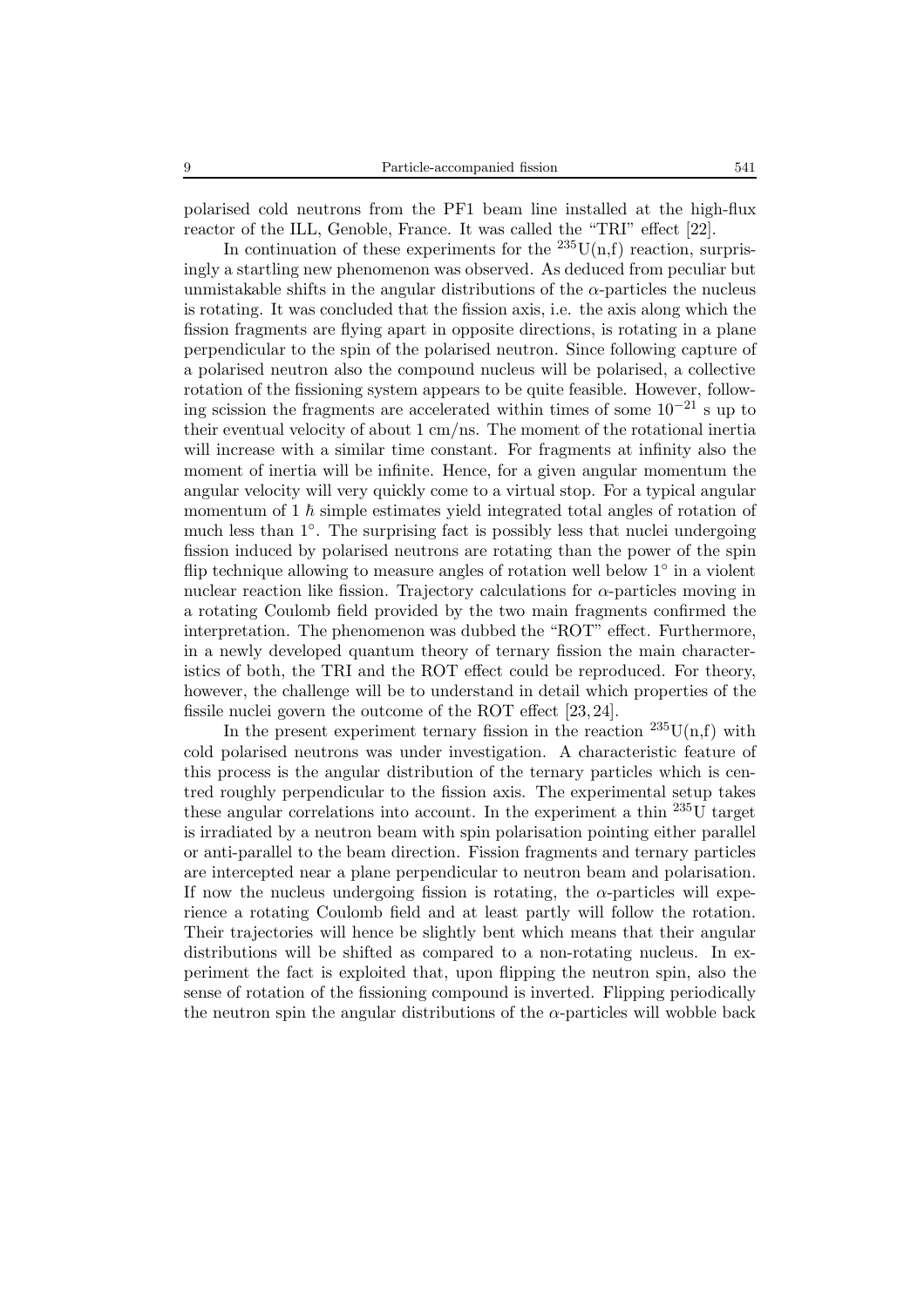polarised cold neutrons from the PF1 beam line installed at the high-flux reactor of the ILL, Genoble, France. It was called the "TRI" effect [22].

In continuation of these experiments for the $^{235}$U(n,f) reaction, surprisingly a startling new phenomenon was observed. As deduced from peculiar but unmistakable shifts in the angular distributions of the $\alpha$-particles the nucleus is rotating. It was concluded that the fission axis, i.e. the axis along which the fission fragments are flying apart in opposite directions, is rotating in a plane perpendicular to the spin of the polarised neutron. Since following capture of a polarised neutron also the compound nucleus will be polarised, a collective rotation of the fissioning system appears to be quite feasible. However, following scission the fragments are accelerated within times of some $10^{-21}$ s up to their eventual velocity of about 1 cm/ns. The moment of the rotational inertia will increase with a similar time constant. For fragments at infinity also the moment of inertia will be infinite. Hence, for a given angular momentum the angular velocity will very quickly come to a virtual stop. For a typical angular momentum of 1 $\hbar$ simple estimates yield integrated total angles of rotation of much less than $1^{\circ}$. The surprising fact is possibly less that nuclei undergoing fission induced by polarised neutrons are rotating than the power of the spin flip technique allowing to measure angles of rotation well below $1^{\circ}$ in a violent nuclear reaction like fission. Trajectory calculations for $\alpha$-particles moving in a rotating Coulomb field provided by the two main fragments confirmed the interpretation. The phenomenon was dubbed the "ROT" effect. Furthermore, in a newly developed quantum theory of ternary fission the main characteristics of both, the TRI and the ROT effect could be reproduced. For theory, however, the challenge will be to understand in detail which properties of the fissile nuclei govern the outcome of the ROT effect [23, 24].

In the present experiment ternary fission in the reaction $^{235}$U(n,f) with cold polarised neutrons was under investigation. A characteristic feature of this process is the angular distribution of the ternary particles which is centred roughly perpendicular to the fission axis. The experimental setup takes these angular correlations into account. In the experiment a thin $^{235}$U target is irradiated by a neutron beam with spin polarisation pointing either parallel or anti-parallel to the beam direction. Fission fragments and ternary particles are intercepted near a plane perpendicular to neutron beam and polarisation. If now the nucleus undergoing fission is rotating, the $\alpha$-particles will experience a rotating Coulomb field and at least partly will follow the rotation. Their trajectories will hence be slightly bent which means that their angular distributions will be shifted as compared to a non-rotating nucleus. In experiment the fact is exploited that, upon flipping the neutron spin, also the sense of rotation of the fissioning compound is inverted. Flipping periodically the neutron spin the angular distributions of the $\alpha$-particles will wobble back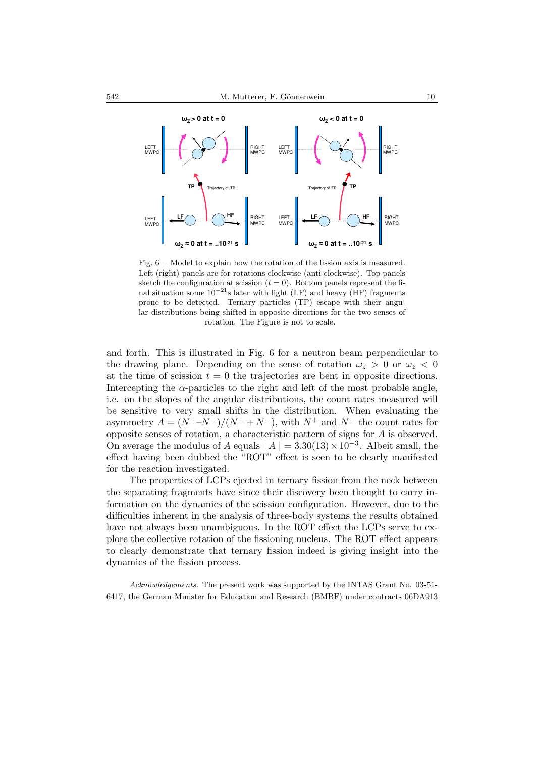Fig. 6 – Model to explain how the rotation of the fission axis is measured. Left (right) panels are for rotations clockwise (anti-clockwise). Top panels sketch the configuration at scission ($t = 0$). Bottom panels represent the final situation some $10^{-21}$s later with light (LF) and heavy (HF) fragments prone to be detected. Ternary particles (TP) escape with their angular distributions being shifted in opposite directions for the two senses of rotation. The Figure is not to scale.

and forth. This is illustrated in Fig. 6 for a neutron beam perpendicular to the drawing plane. Depending on the sense of rotation $\omega_z > 0$ or $\omega_z < 0$ at the time of scission $t = 0$ the trajectories are bent in opposite directions. Intercepting the $\alpha$-particles to the right and left of the most probable angle, i.e. on the slopes of the angular distributions, the count rates measured will be sensitive to very small shifts in the distribution. When evaluating the asymmetry $A = (N^{+}–N^{-})/(N^{+} + N^{-})$, with $N^{+}$ and $N^{-}$ the count rates for opposite senses of rotation, a characteristic pattern of signs for $A$ is observed. On average the modulus of $A$ equals $| A | = 3.30(13) \times 10^{-3}$. Albeit small, the effect having been dubbed the "ROT" effect is seen to be clearly manifested for the reaction investigated.

The properties of LCPs ejected in ternary fission from the neck between the separating fragments have since their discovery been thought to carry information on the dynamics of the scission configuration. However, due to the difficulties inherent in the analysis of three-body systems the results obtained have not always been unambiguous. In the ROT effect the LCPs serve to explore the collective rotation of the fissioning nucleus. The ROT effect appears to clearly demonstrate that ternary fission indeed is giving insight into the dynamics of the fission process.

*Acknowledgements.* The present work was supported by the INTAS Grant No. 03-51-6417, the German Minister for Education and Research (BMBF) under contracts 06DA913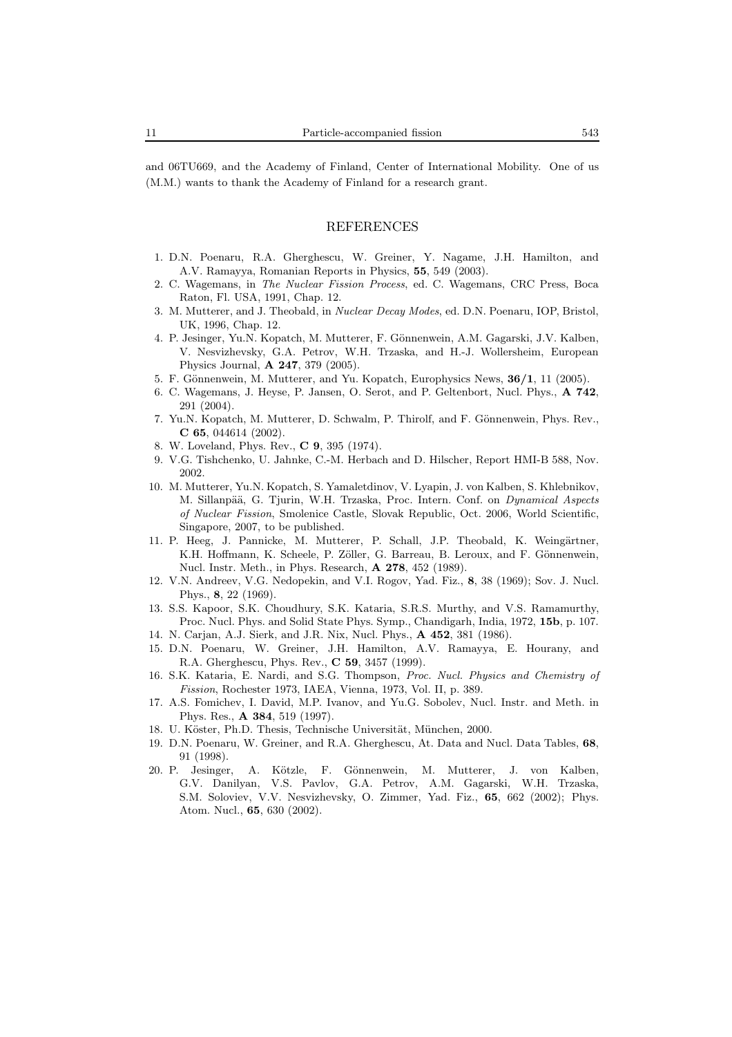and 06TU669, and the Academy of Finland, Center of International Mobility. One of us (M.M.) wants to thank the Academy of Finland for a research grant.

## REFERENCES

1. D.N. Poenaru, R.A. Gherghescu, W. Greiner, Y. Nagame, J.H. Hamilton, and A.V. Ramayya, Romanian Reports in Physics, **55**, 549 (2003).
2. C. Wagemans, in *The Nuclear Fission Process*, ed. C. Wagemans, CRC Press, Boca Raton, Fl. USA, 1991, Chap. 12.
3. M. Mutterer, and J. Theobald, in *Nuclear Decay Modes*, ed. D.N. Poenaru, IOP, Bristol, UK, 1996, Chap. 12.
4. P. Jesinger, Yu.N. Kopatch, M. Mutterer, F. Gönnenwein, A.M. Gagarski, J.V. Kalben, V. Nesvizhevsky, G.A. Petrov, W.H. Trzaska, and H.-J. Wollersheim, European Physics Journal, **A 247**, 379 (2005).
5. F. Gönnenwein, M. Mutterer, and Yu. Kopatch, Europhysics News, **36/1**, 11 (2005).
6. C. Wagemans, J. Heyse, P. Jansen, O. Serot, and P. Geltenbort, Nucl. Phys., **A 742**, 291 (2004).
7. Yu.N. Kopatch, M. Mutterer, D. Schwalm, P. Thirolf, and F. Gönnenwein, Phys. Rev., **C 65**, 044614 (2002).
8. W. Loveland, Phys. Rev., **C 9**, 395 (1974).
9. V.G. Tishchenko, U. Jahnke, C.-M. Herbach and D. Hilscher, Report HMI-B 588, Nov. 2002.
10. M. Mutterer, Yu.N. Kopatch, S. Yamaletdinov, V. Lyapin, J. von Kalben, S. Khlebnikov, M. Sillanpää, G. Tjurin, W.H. Trzaska, Proc. Intern. Conf. on *Dynamical Aspects of Nuclear Fission*, Smolenice Castle, Slovak Republic, Oct. 2006, World Scientific, Singapore, 2007, to be published.
11. P. Heeg, J. Pannicke, M. Mutterer, P. Schall, J.P. Theobald, K. Weingärtner, K.H. Hoffmann, K. Scheele, P. Zöller, G. Barreau, B. Leroux, and F. Gönnenwein, Nucl. Instr. Meth., in Phys. Research, **A 278**, 452 (1989).
12. V.N. Andreev, V.G. Nedopekin, and V.I. Rogov, Yad. Fiz., **8**, 38 (1969); Sov. J. Nucl. Phys., **8**, 22 (1969).
13. S.S. Kapoor, S.K. Choudhury, S.K. Kataria, S.R.S. Murthy, and V.S. Ramamurthy, Proc. Nucl. Phys. and Solid State Phys. Symp., Chandigarh, India, 1972, **15b**, p. 107.
14. N. Carjan, A.J. Sierk, and J.R. Nix, Nucl. Phys., **A 452**, 381 (1986).
15. D.N. Poenaru, W. Greiner, J.H. Hamilton, A.V. Ramayya, E. Hourany, and R.A. Gherghescu, Phys. Rev., **C 59**, 3457 (1999).
16. S.K. Kataria, E. Nardi, and S.G. Thompson, *Proc. Nucl. Physics and Chemistry of Fission*, Rochester 1973, IAEA, Vienna, 1973, Vol. II, p. 389.
17. A.S. Fomichev, I. David, M.P. Ivanov, and Yu.G. Sobolev, Nucl. Instr. and Meth. in Phys. Res., **A 384**, 519 (1997).
18. U. Köster, Ph.D. Thesis, Technische Universität, München, 2000.
19. D.N. Poenaru, W. Greiner, and R.A. Gherghescu, At. Data and Nucl. Data Tables, **68**, 91 (1998).
20. P. Jesinger, A. Kötzle, F. Gönnenwein, M. Mutterer, J. von Kalben, G.V. Danilyan, V.S. Pavlov, G.A. Petrov, A.M. Gagarski, W.H. Trzaska, S.M. Soloviev, V.V. Nesvizhevsky, O. Zimmer, Yad. Fiz., **65**, 662 (2002); Phys. Atom. Nucl., **65**, 630 (2002).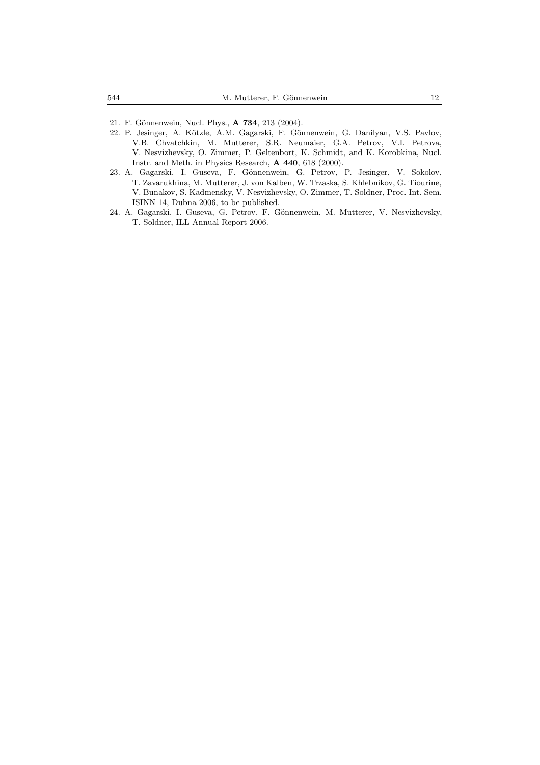21. F. Gönnenwein, Nucl. Phys., **A 734**, 213 (2004).
22. P. Jesinger, A. Kötzle, A.M. Gagarski, F. Gönnenwein, G. Danilyan, V.S. Pavlov, V.B. Chvatchkin, M. Mutterer, S.R. Neumaier, G.A. Petrov, V.I. Petrova, V. Nesvizhevsky, O. Zimmer, P. Geltenbort, K. Schmidt, and K. Korobkina, Nucl. Instr. and Meth. in Physics Research, **A 440**, 618 (2000).
23. A. Gagarski, I. Guseva, F. Gönnenwein, G. Petrov, P. Jesinger, V. Sokolov, T. Zavarukhina, M. Mutterer, J. von Kalben, W. Trzaska, S. Khlebnikov, G. Tiourine, V. Bunakov, S. Kadmensky, V. Nesvizhevsky, O. Zimmer, T. Soldner, Proc. Int. Sem. ISINN 14, Dubna 2006, to be published.
24. A. Gagarski, I. Guseva, G. Petrov, F. Gönnenwein, M. Mutterer, V. Nesvizhevsky, T. Soldner, ILL Annual Report 2006.